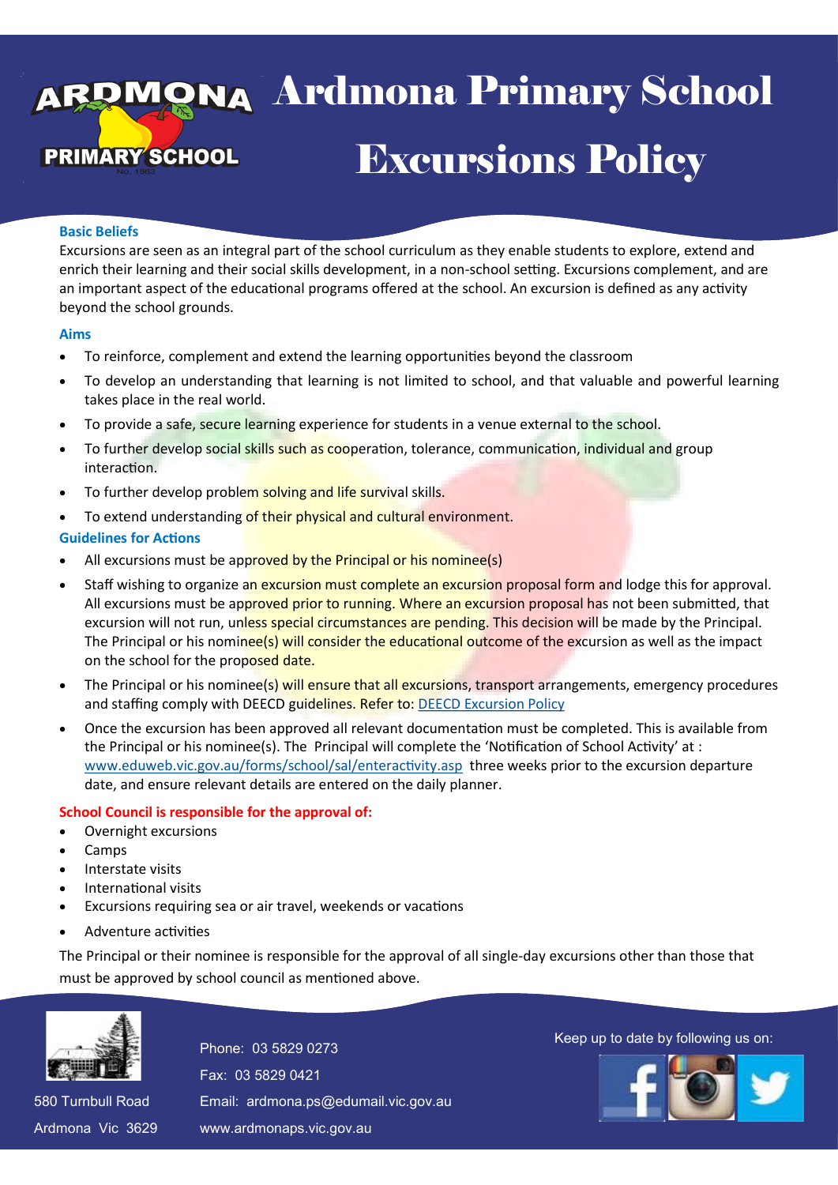# Ardmona Primary School

# Excursions Policy

### Basic Beliefs

Excursions are seen as an integral part of the school curriculum as they enable students to explore, extend and enrich their learning and their social skills development, in a non-school setting. Excursions complement, and are an important aspect of the educational programs offered at the school. An excursion is defined as any activity beyond the school grounds.

### Aims

- To reinforce, complement and extend the learning opportunities beyond the classroom
- To develop an understanding that learning is not limited to school, and that valuable and powerful learning takes place in the real world.
- To provide a safe, secure learning experience for students in a venue external to the school.
- To further develop social skills such as cooperation, tolerance, communication, individual and group interaction.
- To further develop problem solving and life survival skills.
- To extend understanding of their physical and cultural environment.

### Guidelines for Actions

- All excursions must be approved by the Principal or his nominee(s)
- Staff wishing to organize an excursion must complete an excursion proposal form and lodge this for approval. All excursions must be approved prior to running. Where an excursion proposal has not been submitted, that excursion will not run, unless special circumstances are pending. This decision will be made by the Principal. The Principal or his nominee(s) will consider the educational outcome of the excursion as well as the impact on the school for the proposed date.
- The Principal or his nominee(s) will ensure that all excursions, transport arrangements, emergency procedures and staffing comply with DEECD guidelines. Refer to: DEECD Excursion Policy
- Once the excursion has been approved all relevant documentation must be completed. This is available from the Principal or his nominee(s). The Principal will complete the 'Notification of School Activity' at : www.eduweb.vic.gov.au/forms/school/sal/enteractivity.asp three weeks prior to the excursion departure date, and ensure relevant details are entered on the daily planner.

### School Council is responsible for the approval of:

- Overnight excursions
- Camps
- Interstate visits
- International visits
- Excursions requiring sea or air travel, weekends or vacations
- Adventure activities

The Principal or their nominee is responsible for the approval of all single-day excursions other than those that must be approved by school council as mentioned above.

580 Turnbull Road
Ardmona Vic 3629

Phone: 03 5829 0273
Fax: 03 5829 0421
Email: ardmona.ps@edumail.vic.gov.au
www.ardmonaps.vic.gov.au

Keep up to date by following us on: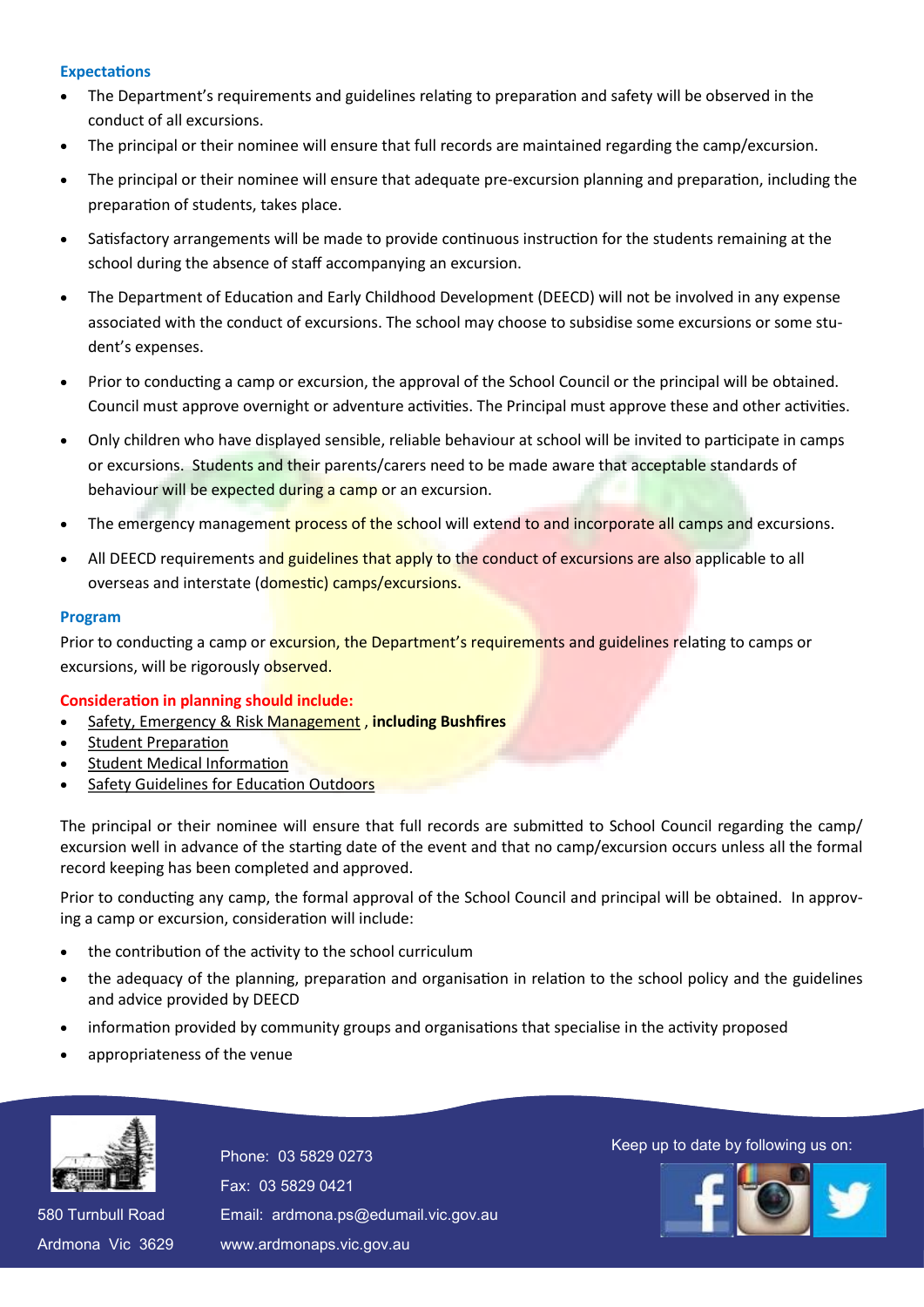### Expectations

- The Department's requirements and guidelines relating to preparation and safety will be observed in the conduct of all excursions.
- The principal or their nominee will ensure that full records are maintained regarding the camp/excursion.
- The principal or their nominee will ensure that adequate pre-excursion planning and preparation, including the preparation of students, takes place.
- Satisfactory arrangements will be made to provide continuous instruction for the students remaining at the school during the absence of staff accompanying an excursion.
- The Department of Education and Early Childhood Development (DEECD) will not be involved in any expense associated with the conduct of excursions. The school may choose to subsidise some excursions or some student's expenses.
- Prior to conducting a camp or excursion, the approval of the School Council or the principal will be obtained. Council must approve overnight or adventure activities. The Principal must approve these and other activities.
- Only children who have displayed sensible, reliable behaviour at school will be invited to participate in camps or excursions. Students and their parents/carers need to be made aware that acceptable standards of behaviour will be expected during a camp or an excursion.
- The emergency management process of the school will extend to and incorporate all camps and excursions.
- All DEECD requirements and guidelines that apply to the conduct of excursions are also applicable to all overseas and interstate (domestic) camps/excursions.

### Program

Prior to conducting a camp or excursion, the Department's requirements and guidelines relating to camps or excursions, will be rigorously observed.

**Consideration in planning should include:**

- Safety, Emergency & Risk Management , **including Bushfires**
- Student Preparation
- Student Medical Information
- Safety Guidelines for Education Outdoors

The principal or their nominee will ensure that full records are submitted to School Council regarding the camp/excursion well in advance of the starting date of the event and that no camp/excursion occurs unless all the formal record keeping has been completed and approved.

Prior to conducting any camp, the formal approval of the School Council and principal will be obtained. In approving a camp or excursion, consideration will include:

- the contribution of the activity to the school curriculum
- the adequacy of the planning, preparation and organisation in relation to the school policy and the guidelines and advice provided by DEECD
- information provided by community groups and organisations that specialise in the activity proposed
- appropriateness of the venue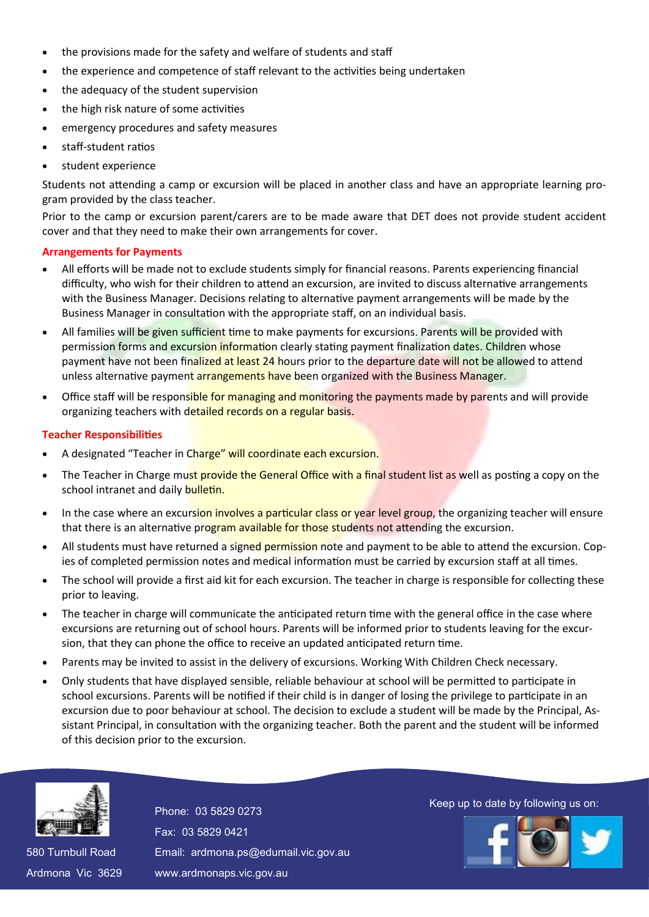- the provisions made for the safety and welfare of students and staff
- the experience and competence of staff relevant to the activities being undertaken
- the adequacy of the student supervision
- the high risk nature of some activities
- emergency procedures and safety measures
- staff-student ratios
- student experience

Students not attending a camp or excursion will be placed in another class and have an appropriate learning program provided by the class teacher.

Prior to the camp or excursion parent/carers are to be made aware that DET does not provide student accident cover and that they need to make their own arrangements for cover.

**Arrangements for Payments**

- All efforts will be made not to exclude students simply for financial reasons. Parents experiencing financial difficulty, who wish for their children to attend an excursion, are invited to discuss alternative arrangements with the Business Manager. Decisions relating to alternative payment arrangements will be made by the Business Manager in consultation with the appropriate staff, on an individual basis.
- All families will be given sufficient time to make payments for excursions. Parents will be provided with permission forms and excursion information clearly stating payment finalization dates. Children whose payment have not been finalized at least 24 hours prior to the departure date will not be allowed to attend unless alternative payment arrangements have been organized with the Business Manager.
- Office staff will be responsible for managing and monitoring the payments made by parents and will provide organizing teachers with detailed records on a regular basis.

**Teacher Responsibilities**

- A designated "Teacher in Charge" will coordinate each excursion.
- The Teacher in Charge must provide the General Office with a final student list as well as posting a copy on the school intranet and daily bulletin.
- In the case where an excursion involves a particular class or year level group, the organizing teacher will ensure that there is an alternative program available for those students not attending the excursion.
- All students must have returned a signed permission note and payment to be able to attend the excursion. Copies of completed permission notes and medical information must be carried by excursion staff at all times.
- The school will provide a first aid kit for each excursion. The teacher in charge is responsible for collecting these prior to leaving.
- The teacher in charge will communicate the anticipated return time with the general office in the case where excursions are returning out of school hours. Parents will be informed prior to students leaving for the excursion, that they can phone the office to receive an updated anticipated return time.
- Parents may be invited to assist in the delivery of excursions. Working With Children Check necessary.
- Only students that have displayed sensible, reliable behaviour at school will be permitted to participate in school excursions. Parents will be notified if their child is in danger of losing the privilege to participate in an excursion due to poor behaviour at school. The decision to exclude a student will be made by the Principal, Assistant Principal, in consultation with the organizing teacher. Both the parent and the student will be informed of this decision prior to the excursion.

580 Turnbull Road
Ardmona Vic 3629

Phone: 03 5829 0273
Fax: 03 5829 0421
Email: ardmona.ps@edumail.vic.gov.au
www.ardmonaps.vic.gov.au

Keep up to date by following us on: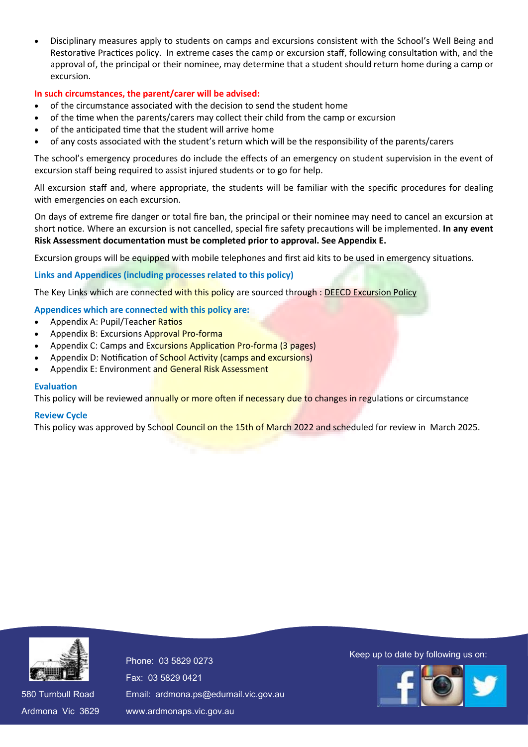- Disciplinary measures apply to students on camps and excursions consistent with the School's Well Being and Restorative Practices policy. In extreme cases the camp or excursion staff, following consultation with, and the approval of, the principal or their nominee, may determine that a student should return home during a camp or excursion.

**In such circumstances, the parent/carer will be advised:**

- of the circumstance associated with the decision to send the student home
- of the time when the parents/carers may collect their child from the camp or excursion
- of the anticipated time that the student will arrive home
- of any costs associated with the student's return which will be the responsibility of the parents/carers

The school's emergency procedures do include the effects of an emergency on student supervision in the event of excursion staff being required to assist injured students or to go for help.

All excursion staff and, where appropriate, the students will be familiar with the specific procedures for dealing with emergencies on each excursion.

On days of extreme fire danger or total fire ban, the principal or their nominee may need to cancel an excursion at short notice. Where an excursion is not cancelled, special fire safety precautions will be implemented. **In any event Risk Assessment documentation must be completed prior to approval. See Appendix E.**

Excursion groups will be equipped with mobile telephones and first aid kits to be used in emergency situations.

### Links and Appendices (including processes related to this policy)

The Key Links which are connected with this policy are sourced through : DEECD Excursion Policy

### Appendices which are connected with this policy are:

- Appendix A: Pupil/Teacher Ratios
- Appendix B: Excursions Approval Pro-forma
- Appendix C: Camps and Excursions Application Pro-forma (3 pages)
- Appendix D: Notification of School Activity (camps and excursions)
- Appendix E: Environment and General Risk Assessment

### Evaluation

This policy will be reviewed annually or more often if necessary due to changes in regulations or circumstance

### Review Cycle

This policy was approved by School Council on the 15th of March 2022 and scheduled for review in March 2025.

580 Turnbull Road
Ardmona Vic 3629

Phone: 03 5829 0273
Fax: 03 5829 0421
Email: ardmona.ps@edumail.vic.gov.au
www.ardmonaps.vic.gov.au

Keep up to date by following us on: